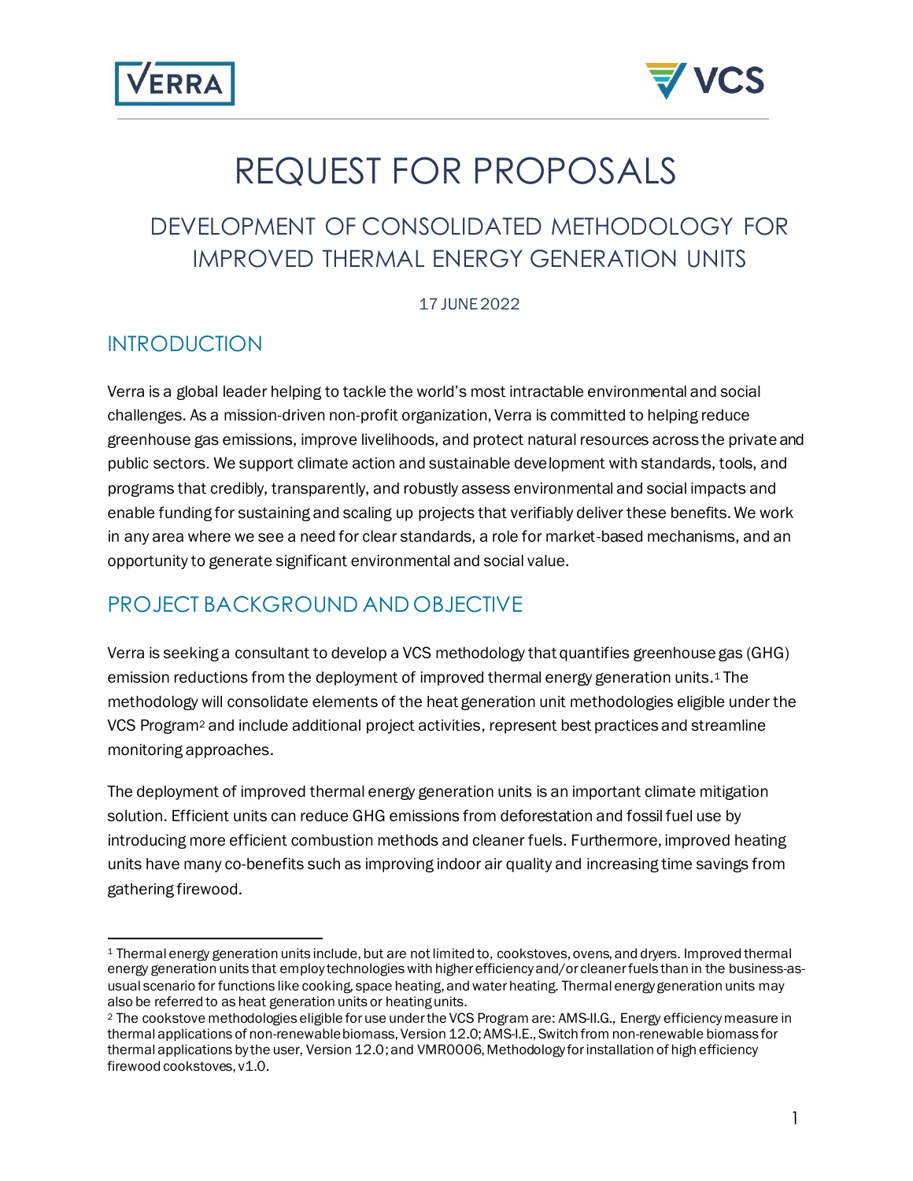# REQUEST FOR PROPOSALS

## DEVELOPMENT OF CONSOLIDATED METHODOLOGY FOR IMPROVED THERMAL ENERGY GENERATION UNITS

17 JUNE 2022

## INTRODUCTION

Verra is a global leader helping to tackle the world's most intractable environmental and social challenges. As a mission-driven non-profit organization, Verra is committed to helping reduce greenhouse gas emissions, improve livelihoods, and protect natural resources across the private and public sectors. We support climate action and sustainable development with standards, tools, and programs that credibly, transparently, and robustly assess environmental and social impacts and enable funding for sustaining and scaling up projects that verifiably deliver these benefits. We work in any area where we see a need for clear standards, a role for market-based mechanisms, and an opportunity to generate significant environmental and social value.

## PROJECT BACKGROUND AND OBJECTIVE

Verra is seeking a consultant to develop a VCS methodology that quantifies greenhouse gas (GHG) emission reductions from the deployment of improved thermal energy generation units.[1] The methodology will consolidate elements of the heat generation unit methodologies eligible under the VCS Program[2] and include additional project activities, represent best practices and streamline monitoring approaches.

The deployment of improved thermal energy generation units is an important climate mitigation solution. Efficient units can reduce GHG emissions from deforestation and fossil fuel use by introducing more efficient combustion methods and cleaner fuels. Furthermore, improved heating units have many co-benefits such as improving indoor air quality and increasing time savings from gathering firewood.

---

[1] Thermal energy generation units include, but are not limited to, cookstoves, ovens, and dryers. Improved thermal energy generation units that employ technologies with higher efficiency and/or cleaner fuels than in the business-as-usual scenario for functions like cooking, space heating, and water heating. Thermal energy generation units may also be referred to as heat generation units or heating units.

[2] The cookstove methodologies eligible for use under the VCS Program are: AMS-II.G., Energy efficiency measure in thermal applications of non-renewable biomass, Version 12.0; AMS-I.E., Switch from non-renewable biomass for thermal applications by the user, Version 12.0; and VMR0006, Methodology for installation of high efficiency firewood cookstoves, v1.0.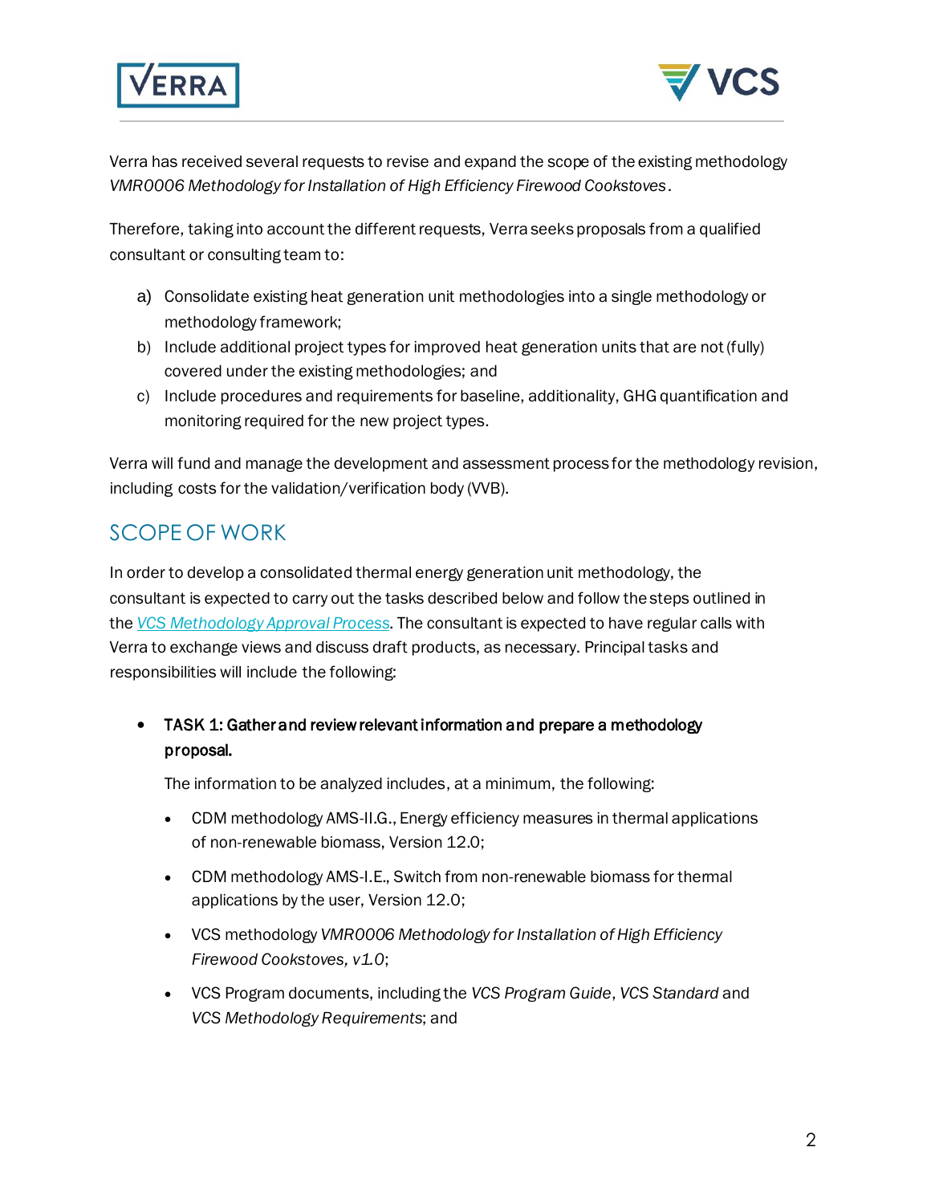Verra has received several requests to revise and expand the scope of the existing methodology *VMR0006 Methodology for Installation of High Efficiency Firewood Cookstoves*.

Therefore, taking into account the different requests, Verra seeks proposals from a qualified consultant or consulting team to:

a) Consolidate existing heat generation unit methodologies into a single methodology or methodology framework;
b) Include additional project types for improved heat generation units that are not (fully) covered under the existing methodologies; and
c) Include procedures and requirements for baseline, additionality, GHG quantification and monitoring required for the new project types.

Verra will fund and manage the development and assessment process for the methodology revision, including costs for the validation/verification body (VVB).

## SCOPE OF WORK

In order to develop a consolidated thermal energy generation unit methodology, the consultant is expected to carry out the tasks described below and follow the steps outlined in the *VCS Methodology Approval Process*. The consultant is expected to have regular calls with Verra to exchange views and discuss draft products, as necessary. Principal tasks and responsibilities will include the following:

- **TASK 1: Gather and review relevant information and prepare a methodology proposal.**

  The information to be analyzed includes, at a minimum, the following:

  - CDM methodology AMS-II.G., Energy efficiency measures in thermal applications of non-renewable biomass, Version 12.0;
  - CDM methodology AMS-I.E., Switch from non-renewable biomass for thermal applications by the user, Version 12.0;
  - VCS methodology *VMR0006 Methodology for Installation of High Efficiency Firewood Cookstoves, v1.0*;
  - VCS Program documents, including the *VCS Program Guide*, *VCS Standard* and *VCS Methodology Requirements*; and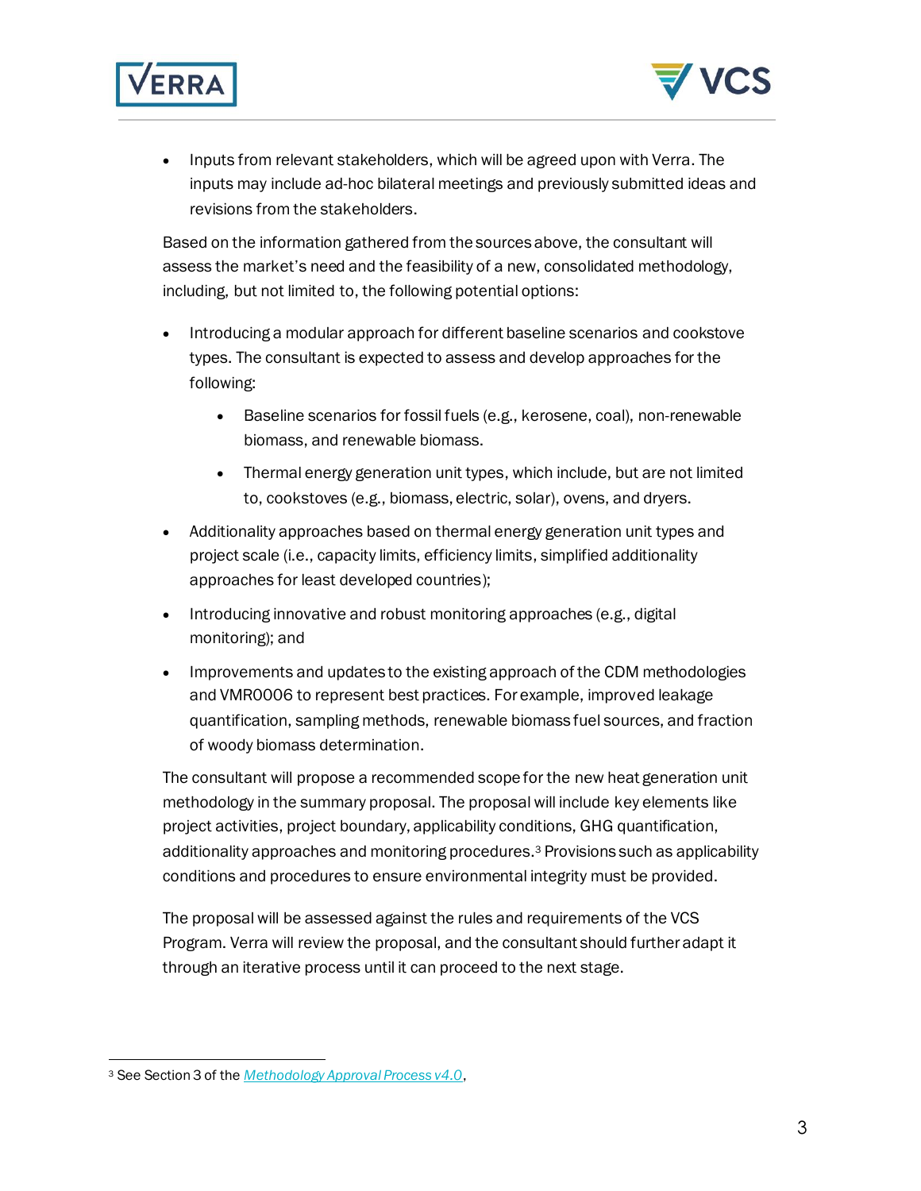- Inputs from relevant stakeholders, which will be agreed upon with Verra. The inputs may include ad-hoc bilateral meetings and previously submitted ideas and revisions from the stakeholders.

Based on the information gathered from the sources above, the consultant will assess the market's need and the feasibility of a new, consolidated methodology, including, but not limited to, the following potential options:

- Introducing a modular approach for different baseline scenarios and cookstove types. The consultant is expected to assess and develop approaches for the following:
  - Baseline scenarios for fossil fuels (e.g., kerosene, coal), non-renewable biomass, and renewable biomass.
  - Thermal energy generation unit types, which include, but are not limited to, cookstoves (e.g., biomass, electric, solar), ovens, and dryers.
- Additionality approaches based on thermal energy generation unit types and project scale (i.e., capacity limits, efficiency limits, simplified additionality approaches for least developed countries);
- Introducing innovative and robust monitoring approaches (e.g., digital monitoring); and
- Improvements and updates to the existing approach of the CDM methodologies and VMR0006 to represent best practices. For example, improved leakage quantification, sampling methods, renewable biomass fuel sources, and fraction of woody biomass determination.

The consultant will propose a recommended scope for the new heat generation unit methodology in the summary proposal. The proposal will include key elements like project activities, project boundary, applicability conditions, GHG quantification, additionality approaches and monitoring procedures.[3] Provisions such as applicability conditions and procedures to ensure environmental integrity must be provided.

The proposal will be assessed against the rules and requirements of the VCS Program. Verra will review the proposal, and the consultant should further adapt it through an iterative process until it can proceed to the next stage.

[3] See Section 3 of the *Methodology Approval Process v4.0*,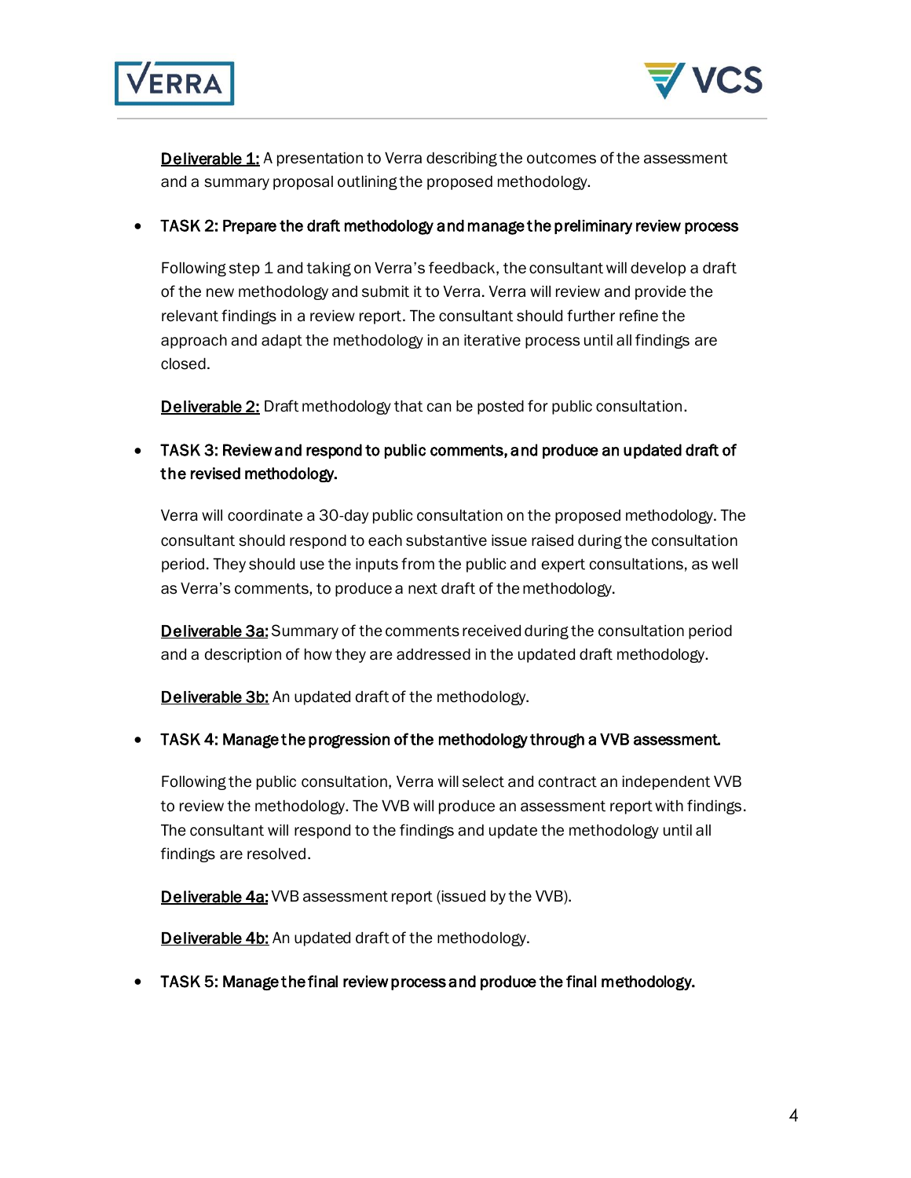<u>Deliverable 1:</u> A presentation to Verra describing the outcomes of the assessment and a summary proposal outlining the proposed methodology.

- TASK 2: Prepare the draft methodology and manage the preliminary review process

  Following step 1 and taking on Verra's feedback, the consultant will develop a draft of the new methodology and submit it to Verra. Verra will review and provide the relevant findings in a review report. The consultant should further refine the approach and adapt the methodology in an iterative process until all findings are closed.

  <u>Deliverable 2:</u> Draft methodology that can be posted for public consultation.

- TASK 3: Review and respond to public comments, and produce an updated draft of the revised methodology.

  Verra will coordinate a 30-day public consultation on the proposed methodology. The consultant should respond to each substantive issue raised during the consultation period. They should use the inputs from the public and expert consultations, as well as Verra's comments, to produce a next draft of the methodology.

  <u>Deliverable 3a:</u> Summary of the comments received during the consultation period and a description of how they are addressed in the updated draft methodology.

  <u>Deliverable 3b:</u> An updated draft of the methodology.

- TASK 4: Manage the progression of the methodology through a VVB assessment.

  Following the public consultation, Verra will select and contract an independent VVB to review the methodology. The VVB will produce an assessment report with findings. The consultant will respond to the findings and update the methodology until all findings are resolved.

  <u>Deliverable 4a:</u> VVB assessment report (issued by the VVB).

  <u>Deliverable 4b:</u> An updated draft of the methodology.

- TASK 5: Manage the final review process and produce the final methodology.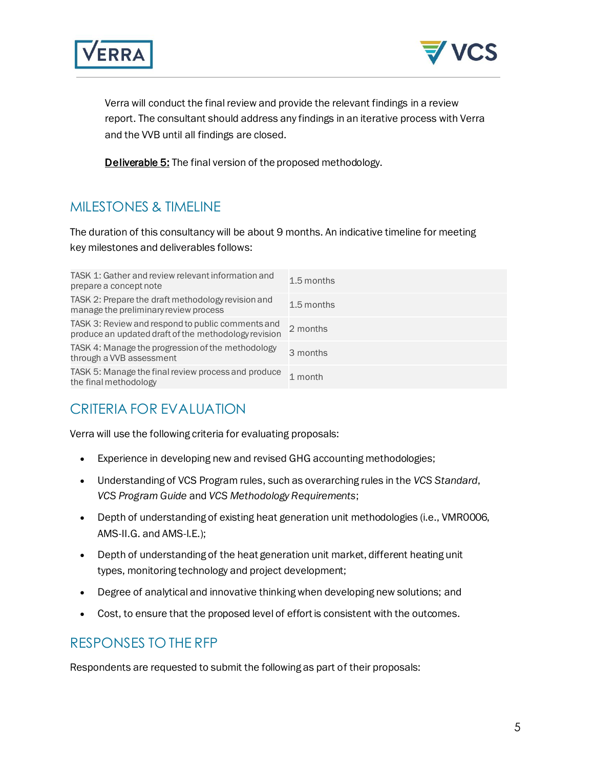Verra will conduct the final review and provide the relevant findings in a review report. The consultant should address any findings in an iterative process with Verra and the VVB until all findings are closed.

**Deliverable 5:** The final version of the proposed methodology.

## MILESTONES & TIMELINE

The duration of this consultancy will be about 9 months. An indicative timeline for meeting key milestones and deliverables follows:

| | |
|---|---|
| TASK 1: Gather and review relevant information and prepare a concept note | 1.5 months |
| TASK 2: Prepare the draft methodology revision and manage the preliminary review process | 1.5 months |
| TASK 3: Review and respond to public comments and produce an updated draft of the methodology revision | 2 months |
| TASK 4: Manage the progression of the methodology through a VVB assessment | 3 months |
| TASK 5: Manage the final review process and produce the final methodology | 1 month |

## CRITERIA FOR EVALUATION

Verra will use the following criteria for evaluating proposals:

- Experience in developing new and revised GHG accounting methodologies;
- Understanding of VCS Program rules, such as overarching rules in the *VCS Standard*, *VCS Program Guide* and *VCS Methodology Requirements*;
- Depth of understanding of existing heat generation unit methodologies (i.e., VMR0006, AMS-II.G. and AMS-I.E.);
- Depth of understanding of the heat generation unit market, different heating unit types, monitoring technology and project development;
- Degree of analytical and innovative thinking when developing new solutions; and
- Cost, to ensure that the proposed level of effort is consistent with the outcomes.

## RESPONSES TO THE RFP

Respondents are requested to submit the following as part of their proposals: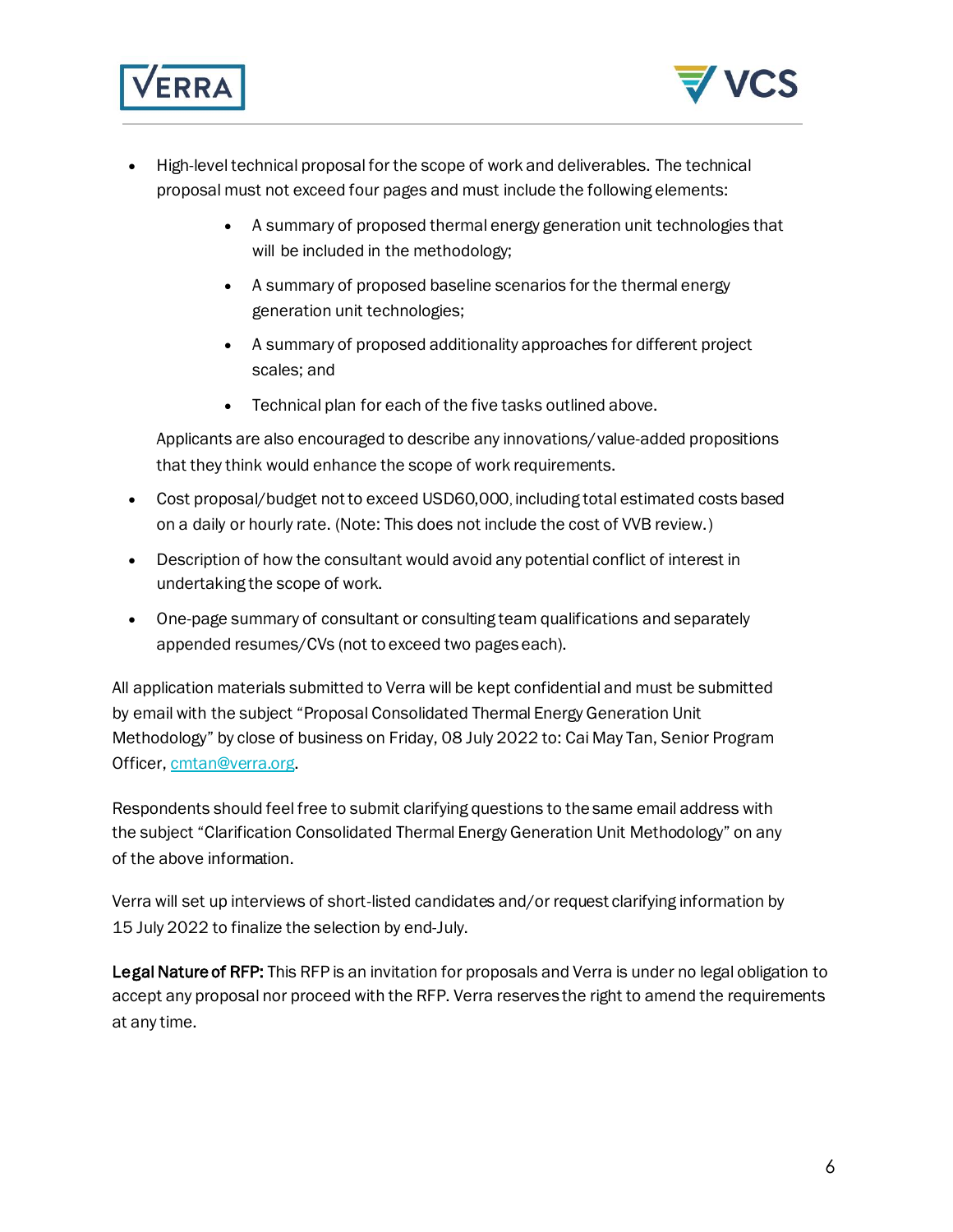- High-level technical proposal for the scope of work and deliverables. The technical proposal must not exceed four pages and must include the following elements:
  - A summary of proposed thermal energy generation unit technologies that will be included in the methodology;
  - A summary of proposed baseline scenarios for the thermal energy generation unit technologies;
  - A summary of proposed additionality approaches for different project scales; and
  - Technical plan for each of the five tasks outlined above.

  Applicants are also encouraged to describe any innovations/value-added propositions that they think would enhance the scope of work requirements.
- Cost proposal/budget not to exceed USD60,000, including total estimated costs based on a daily or hourly rate. (Note: This does not include the cost of VVB review.)
- Description of how the consultant would avoid any potential conflict of interest in undertaking the scope of work.
- One-page summary of consultant or consulting team qualifications and separately appended resumes/CVs (not to exceed two pages each).

All application materials submitted to Verra will be kept confidential and must be submitted by email with the subject "Proposal Consolidated Thermal Energy Generation Unit Methodology" by close of business on Friday, 08 July 2022 to: Cai May Tan, Senior Program Officer, [cmtan@verra.org](mailto:cmtan@verra.org).

Respondents should feel free to submit clarifying questions to the same email address with the subject "Clarification Consolidated Thermal Energy Generation Unit Methodology" on any of the above information.

Verra will set up interviews of short-listed candidates and/or request clarifying information by 15 July 2022 to finalize the selection by end-July.

**Legal Nature of RFP:** This RFP is an invitation for proposals and Verra is under no legal obligation to accept any proposal nor proceed with the RFP. Verra reserves the right to amend the requirements at any time.